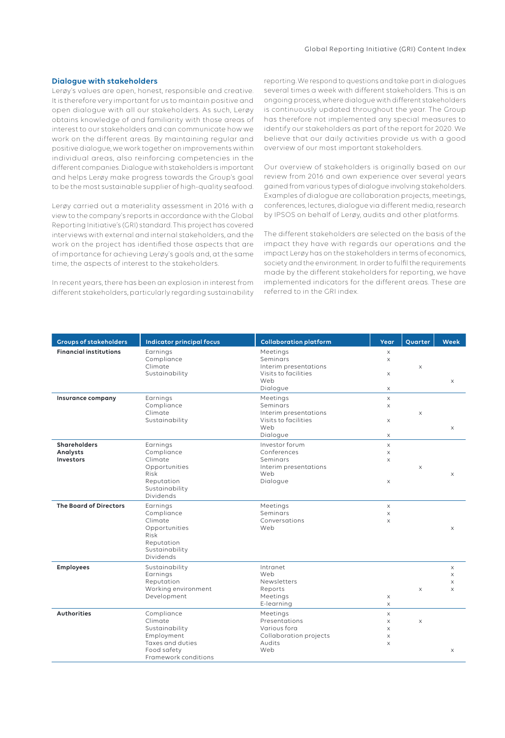## Dialogue with stakeholders

Lerøy's values are open, honest, responsible and creative. It is therefore very important for us to maintain positive and open dialogue with all our stakeholders. As such, Lerøy obtains knowledge of and familiarity with those areas of interest to our stakeholders and can communicate how we work on the different areas. By maintaining regular and positive dialogue, we work together on improvements within individual areas, also reinforcing competencies in the different companies. Dialogue with stakeholders is important and helps Lerøy make progress towards the Group's goal to be the most sustainable supplier of high-quality seafood.

Lerøy carried out a materiality assessment in 2016 with a view to the company's reports in accordance with the Global Reporting Initiative's (GRI) standard. This project has covered interviews with external and internal stakeholders, and the work on the project has identified those aspects that are of importance for achieving Lerøy's goals and, at the same time, the aspects of interest to the stakeholders.

In recent years, there has been an explosion in interest from different stakeholders, particularly regarding sustainability reporting. We respond to questions and take part in dialogues several times a week with different stakeholders. This is an ongoing process, where dialogue with different stakeholders is continuously updated throughout the year. The Group has therefore not implemented any special measures to identify our stakeholders as part of the report for 2020. We believe that our daily activities provide us with a good overview of our most important stakeholders.

Our overview of stakeholders is originally based on our review from 2016 and own experience over several years gained from various types of dialogue involving stakeholders. Examples of dialogue are collaboration projects, meetings, conferences, lectures, dialogue via different media, research by IPSOS on behalf of Lerøy, audits and other platforms.

The different stakeholders are selected on the basis of the impact they have with regards our operations and the impact Lerøy has on the stakeholders in terms of economics, society and the environment. In order to fulfil the requirements made by the different stakeholders for reporting, we have implemented indicators for the different areas. These are referred to in the GRI index.

| Groups of stakeholders | Indicator principal focus | Collaboration platform | Year | Quarter | Week |
|---|---|---|---|---|---|
| **Financial institutions** | Earnings | Meetings | x | | |
| | Compliance | Seminars | x | | |
| | Climate | Interim presentations | | x | |
| | Sustainability | Visits to facilities | x | | |
| | | Web | | | x |
| | | Dialogue | x | | |
| **Insurance company** | Earnings | Meetings | x | | |
| | Compliance | Seminars | x | | |
| | Climate | Interim presentations | | x | |
| | Sustainability | Visits to facilities | x | | |
| | | Web | | | x |
| | | Dialogue | x | | |
| **Shareholders Analysts Investors** | Earnings | Investor forum | x | | |
| | Compliance | Conferences | x | | |
| | Climate | Seminars | x | | |
| | Opportunities | Interim presentations | | x | |
| | Risk | Web | | | x |
| | Reputation | Dialogue | x | | |
| | Sustainability | | | | |
| | Dividends | | | | |
| **The Board of Directors** | Earnings | Meetings | x | | |
| | Compliance | Seminars | x | | |
| | Climate | Conversations | x | | |
| | Opportunities | Web | | | x |
| | Risk | | | | |
| | Reputation | | | | |
| | Sustainability | | | | |
| | Dividends | | | | |
| **Employees** | Sustainability | Intranet | | | x |
| | Earnings | Web | | | x |
| | Reputation | Newsletters | | | x |
| | Working environment | Reports | | x | x |
| | Development | Meetings | x | | |
| | | E-learning | x | | |
| **Authorities** | Compliance | Meetings | x | | |
| | Climate | Presentations | x | x | |
| | Sustainability | Various fora | x | | |
| | Employment | Collaboration projects | x | | |
| | Taxes and duties | Audits | x | | |
| | Food safety | Web | | | x |
| | Framework conditions | | | | |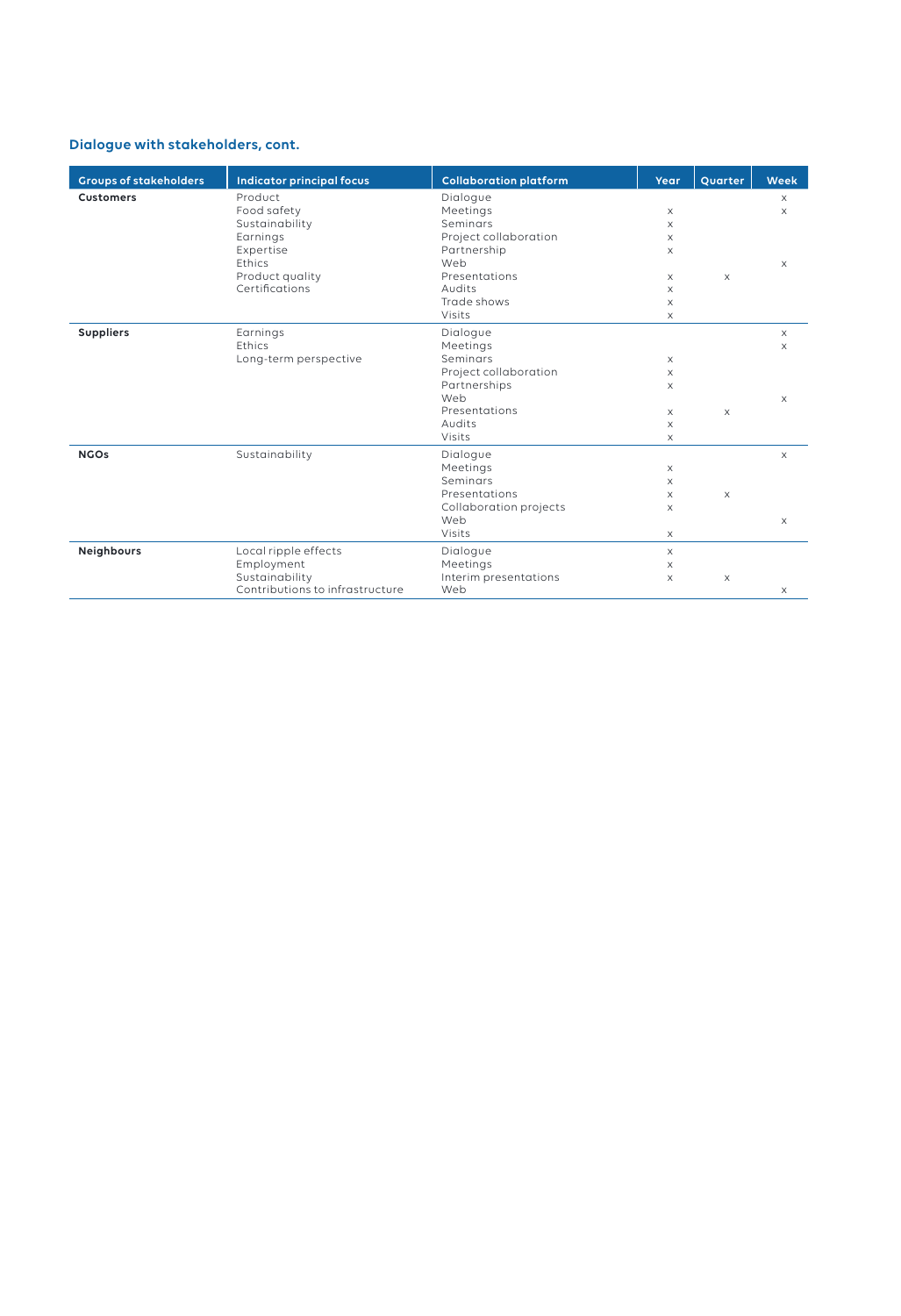## Dialogue with stakeholders, cont.

| Groups of stakeholders | Indicator principal focus | Collaboration platform | Year | Quarter | Week |
|---|---|---|---|---|---|
| **Customers** | Product | Dialogue | | | x |
| | Food safety | Meetings | x | | x |
| | Sustainability | Seminars | x | | |
| | Earnings | Project collaboration | x | | |
| | Expertise | Partnership | x | | |
| | Ethics | Web | | | x |
| | Product quality | Presentations | x | x | |
| | Certifications | Audits | x | | |
| | | Trade shows | x | | |
| | | Visits | x | | |
| **Suppliers** | Earnings | Dialogue | | | x |
| | Ethics | Meetings | | | x |
| | Long-term perspective | Seminars | x | | |
| | | Project collaboration | x | | |
| | | Partnerships | x | | |
| | | Web | | | x |
| | | Presentations | x | x | |
| | | Audits | x | | |
| | | Visits | x | | |
| **NGOs** | Sustainability | Dialogue | | | x |
| | | Meetings | x | | |
| | | Seminars | x | | |
| | | Presentations | x | x | |
| | | Collaboration projects | x | | |
| | | Web | | | x |
| | | Visits | x | | |
| **Neighbours** | Local ripple effects | Dialogue | x | | |
| | Employment | Meetings | x | | |
| | Sustainability | Interim presentations | x | x | |
| | Contributions to infrastructure | Web | | | x |